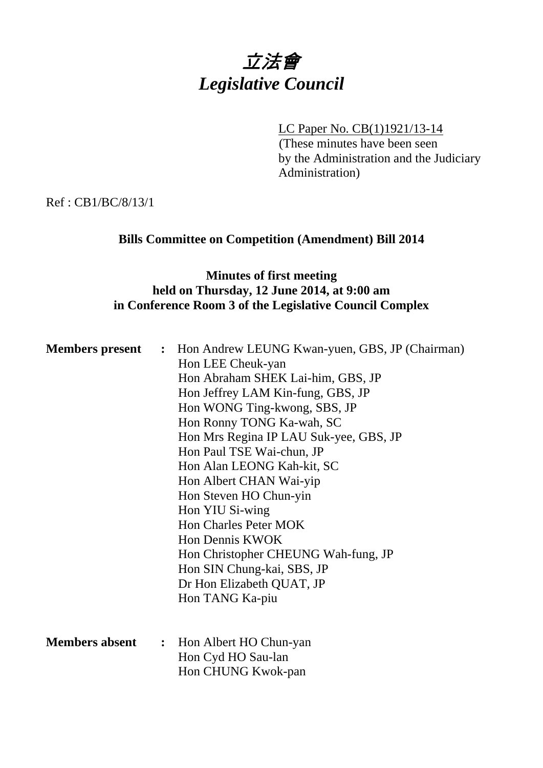# *立法會*
# *Legislative Council*

LC Paper No. CB(1)1921/13-14
(These minutes have been seen by the Administration and the Judiciary Administration)

Ref : CB1/BC/8/13/1

**Bills Committee on Competition (Amendment) Bill 2014**

**Minutes of first meeting**
**held on Thursday, 12 June 2014, at 9:00 am**
**in Conference Room 3 of the Legislative Council Complex**

**Members present** : Hon Andrew LEUNG Kwan-yuen, GBS, JP (Chairman)
Hon LEE Cheuk-yan
Hon Abraham SHEK Lai-him, GBS, JP
Hon Jeffrey LAM Kin-fung, GBS, JP
Hon WONG Ting-kwong, SBS, JP
Hon Ronny TONG Ka-wah, SC
Hon Mrs Regina IP LAU Suk-yee, GBS, JP
Hon Paul TSE Wai-chun, JP
Hon Alan LEONG Kah-kit, SC
Hon Albert CHAN Wai-yip
Hon Steven HO Chun-yin
Hon YIU Si-wing
Hon Charles Peter MOK
Hon Dennis KWOK
Hon Christopher CHEUNG Wah-fung, JP
Hon SIN Chung-kai, SBS, JP
Dr Hon Elizabeth QUAT, JP
Hon TANG Ka-piu

**Members absent** : Hon Albert HO Chun-yan
Hon Cyd HO Sau-lan
Hon CHUNG Kwok-pan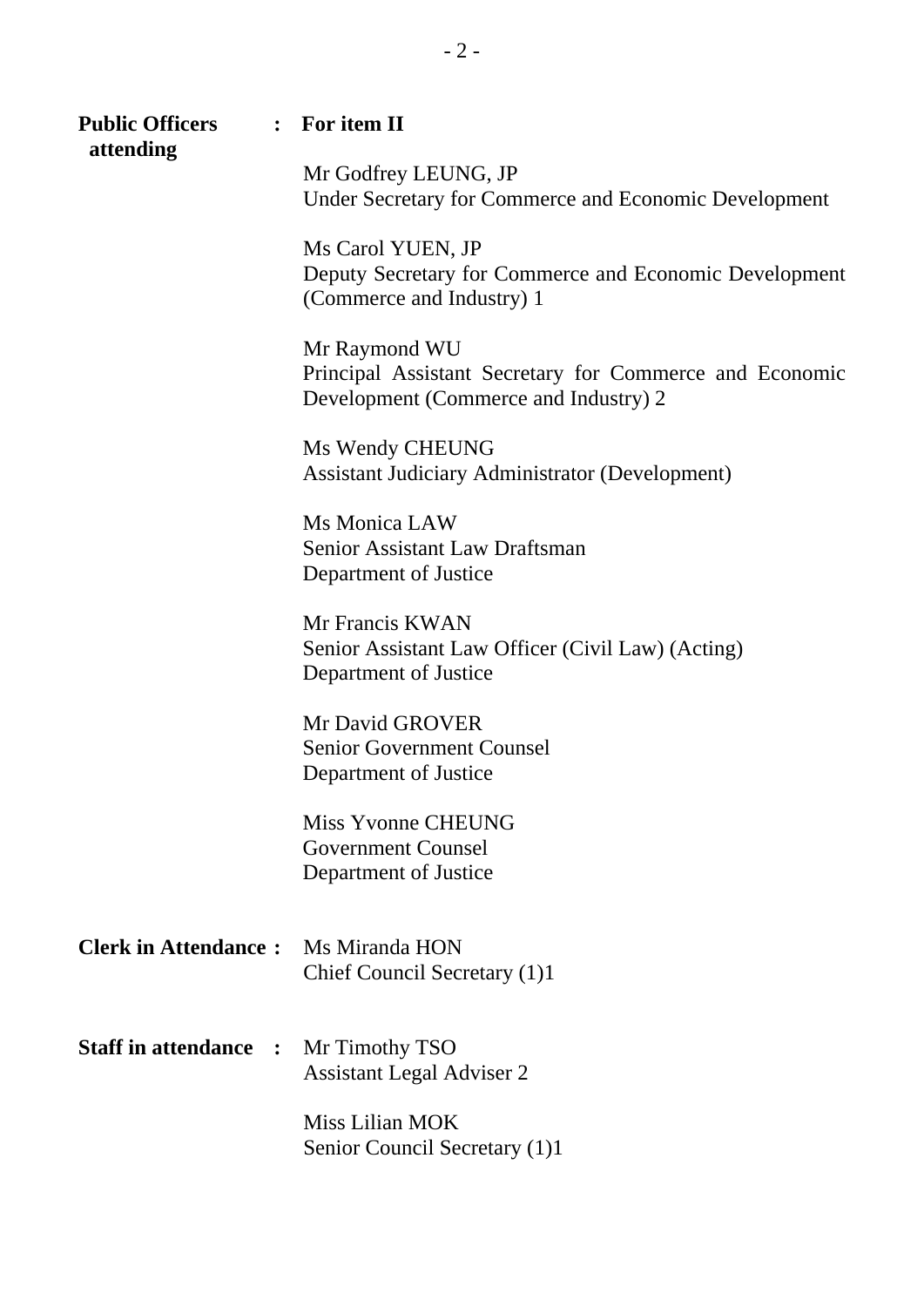**Public Officers attending** : **For item II**

Mr Godfrey LEUNG, JP
Under Secretary for Commerce and Economic Development

Ms Carol YUEN, JP
Deputy Secretary for Commerce and Economic Development (Commerce and Industry) 1

Mr Raymond WU
Principal Assistant Secretary for Commerce and Economic Development (Commerce and Industry) 2

Ms Wendy CHEUNG
Assistant Judiciary Administrator (Development)

Ms Monica LAW
Senior Assistant Law Draftsman
Department of Justice

Mr Francis KWAN
Senior Assistant Law Officer (Civil Law) (Acting)
Department of Justice

Mr David GROVER
Senior Government Counsel
Department of Justice

Miss Yvonne CHEUNG
Government Counsel
Department of Justice

**Clerk in Attendance :** Ms Miranda HON
Chief Council Secretary (1)1

**Staff in attendance :** Mr Timothy TSO
Assistant Legal Adviser 2

Miss Lilian MOK
Senior Council Secretary (1)1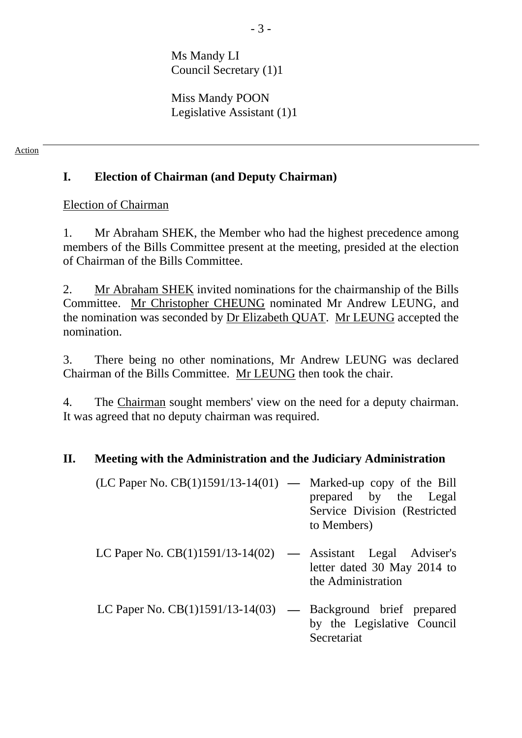Ms Mandy LI
Council Secretary (1)1

Miss Mandy POON
Legislative Assistant (1)1

Action

## I. Election of Chairman (and Deputy Chairman)

Election of Chairman

1. Mr Abraham SHEK, the Member who had the highest precedence among members of the Bills Committee present at the meeting, presided at the election of Chairman of the Bills Committee.

2. Mr Abraham SHEK invited nominations for the chairmanship of the Bills Committee. Mr Christopher CHEUNG nominated Mr Andrew LEUNG, and the nomination was seconded by Dr Elizabeth QUAT. Mr LEUNG accepted the nomination.

3. There being no other nominations, Mr Andrew LEUNG was declared Chairman of the Bills Committee. Mr LEUNG then took the chair.

4. The Chairman sought members' view on the need for a deputy chairman. It was agreed that no deputy chairman was required.

## II. Meeting with the Administration and the Judiciary Administration

(LC Paper No. CB(1)1591/13-14(01) — Marked-up copy of the Bill prepared by the Legal Service Division (Restricted to Members)

LC Paper No. CB(1)1591/13-14(02) — Assistant Legal Adviser's letter dated 30 May 2014 to the Administration

LC Paper No. CB(1)1591/13-14(03) — Background brief prepared by the Legislative Council Secretariat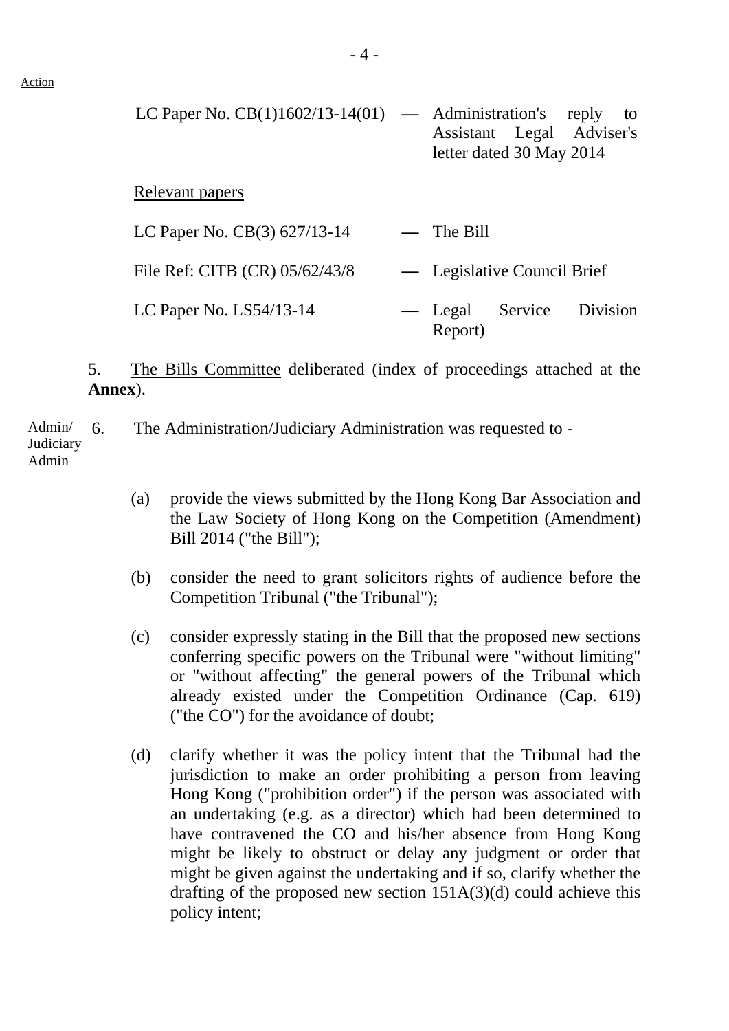Action

| | | |
|---|---|---|
| LC Paper No. CB(1)1602/13-14(01) | — | Administration's reply to Assistant Legal Adviser's letter dated 30 May 2014 |

Relevant papers

| | | |
|---|---|---|
| LC Paper No. CB(3) 627/13-14 | — | The Bill |
| File Ref: CITB (CR) 05/62/43/8 | — | Legislative Council Brief |
| LC Paper No. LS54/13-14 | — | Legal Service Division Report) |

5. The Bills Committee deliberated (index of proceedings attached at the **Annex**).

Admin/ Judiciary Admin

6. The Administration/Judiciary Administration was requested to -

(a) provide the views submitted by the Hong Kong Bar Association and the Law Society of Hong Kong on the Competition (Amendment) Bill 2014 ("the Bill");

(b) consider the need to grant solicitors rights of audience before the Competition Tribunal ("the Tribunal");

(c) consider expressly stating in the Bill that the proposed new sections conferring specific powers on the Tribunal were "without limiting" or "without affecting" the general powers of the Tribunal which already existed under the Competition Ordinance (Cap. 619) ("the CO") for the avoidance of doubt;

(d) clarify whether it was the policy intent that the Tribunal had the jurisdiction to make an order prohibiting a person from leaving Hong Kong ("prohibition order") if the person was associated with an undertaking (e.g. as a director) which had been determined to have contravened the CO and his/her absence from Hong Kong might be likely to obstruct or delay any judgment or order that might be given against the undertaking and if so, clarify whether the drafting of the proposed new section 151A(3)(d) could achieve this policy intent;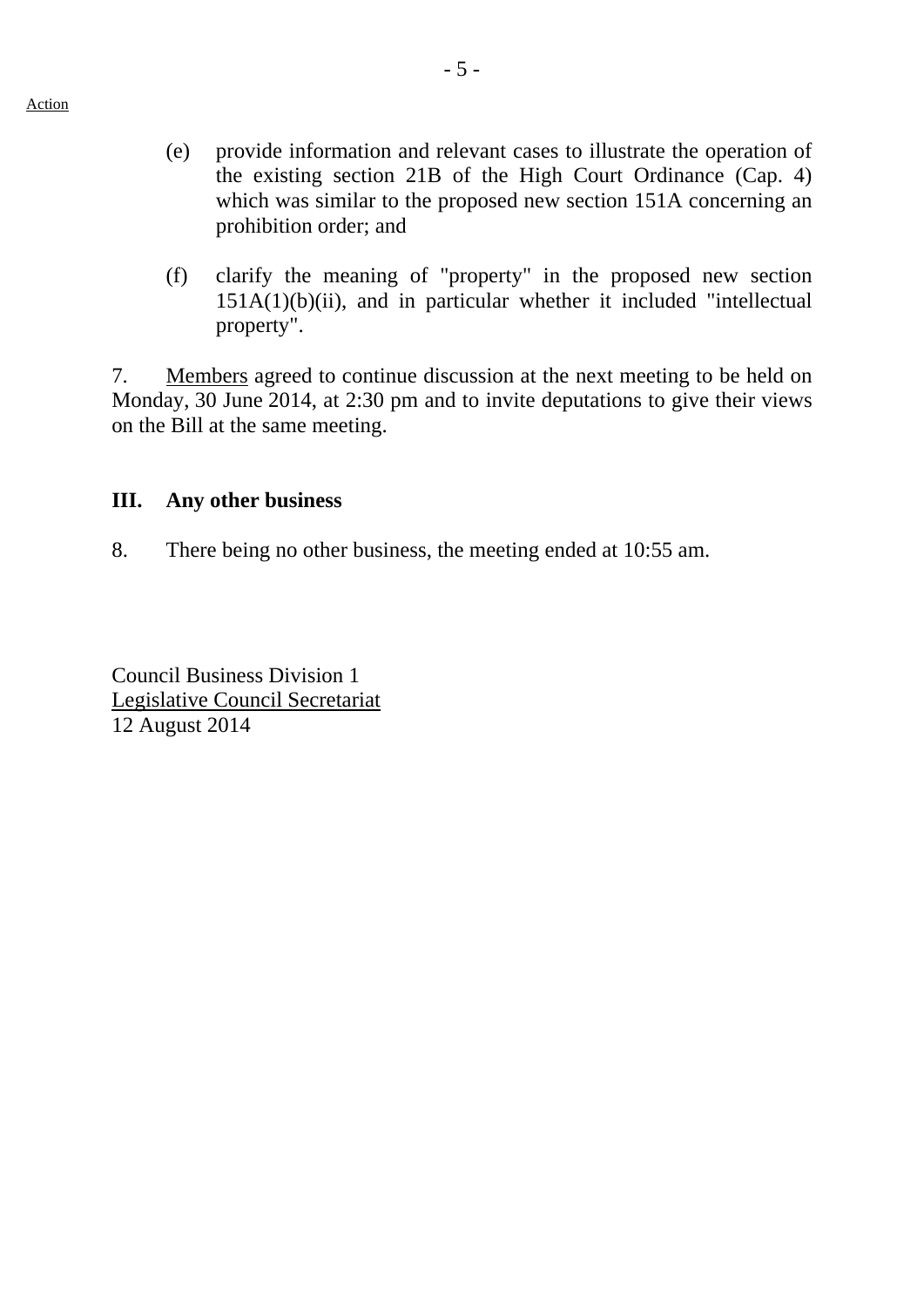Action

(e) provide information and relevant cases to illustrate the operation of the existing section 21B of the High Court Ordinance (Cap. 4) which was similar to the proposed new section 151A concerning an prohibition order; and

(f) clarify the meaning of "property" in the proposed new section 151A(1)(b)(ii), and in particular whether it included "intellectual property".

7. Members agreed to continue discussion at the next meeting to be held on Monday, 30 June 2014, at 2:30 pm and to invite deputations to give their views on the Bill at the same meeting.

### III. Any other business

8. There being no other business, the meeting ended at 10:55 am.

Council Business Division 1
Legislative Council Secretariat
12 August 2014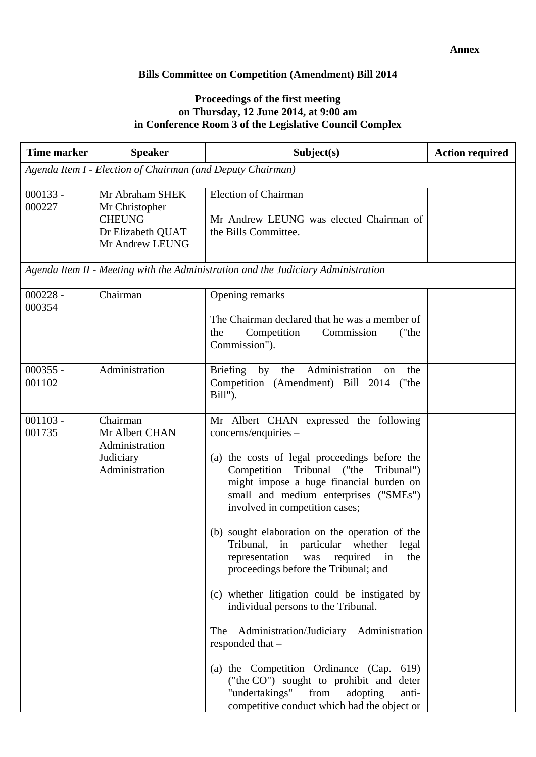**Annex**

**Bills Committee on Competition (Amendment) Bill 2014**

**Proceedings of the first meeting on Thursday, 12 June 2014, at 9:00 am in Conference Room 3 of the Legislative Council Complex**

| Time marker | Speaker | Subject(s) | Action required |
|---|---|---|---|
| *Agenda Item I - Election of Chairman (and Deputy Chairman)* | | | |
| 000133 - 000227 | Mr Abraham SHEK<br>Mr Christopher CHEUNG<br>Dr Elizabeth QUAT<br>Mr Andrew LEUNG | Election of Chairman<br><br>Mr Andrew LEUNG was elected Chairman of the Bills Committee. | |
| *Agenda Item II - Meeting with the Administration and the Judiciary Administration* | | | |
| 000228 - 000354 | Chairman | Opening remarks<br><br>The Chairman declared that he was a member of the Competition Commission ("the Commission"). | |
| 000355 - 001102 | Administration | Briefing by the Administration on the Competition (Amendment) Bill 2014 ("the Bill"). | |
| 001103 - 001735 | Chairman<br>Mr Albert CHAN<br>Administration<br>Judiciary Administration | Mr Albert CHAN expressed the following concerns/enquiries –<br><br>(a) the costs of legal proceedings before the Competition Tribunal ("the Tribunal") might impose a huge financial burden on small and medium enterprises ("SMEs") involved in competition cases;<br><br>(b) sought elaboration on the operation of the Tribunal, in particular whether legal representation was required in the proceedings before the Tribunal; and<br><br>(c) whether litigation could be instigated by individual persons to the Tribunal.<br><br>The Administration/Judiciary Administration responded that –<br><br>(a) the Competition Ordinance (Cap. 619) ("the CO") sought to prohibit and deter "undertakings" from adopting anti-competitive conduct which had the object or | |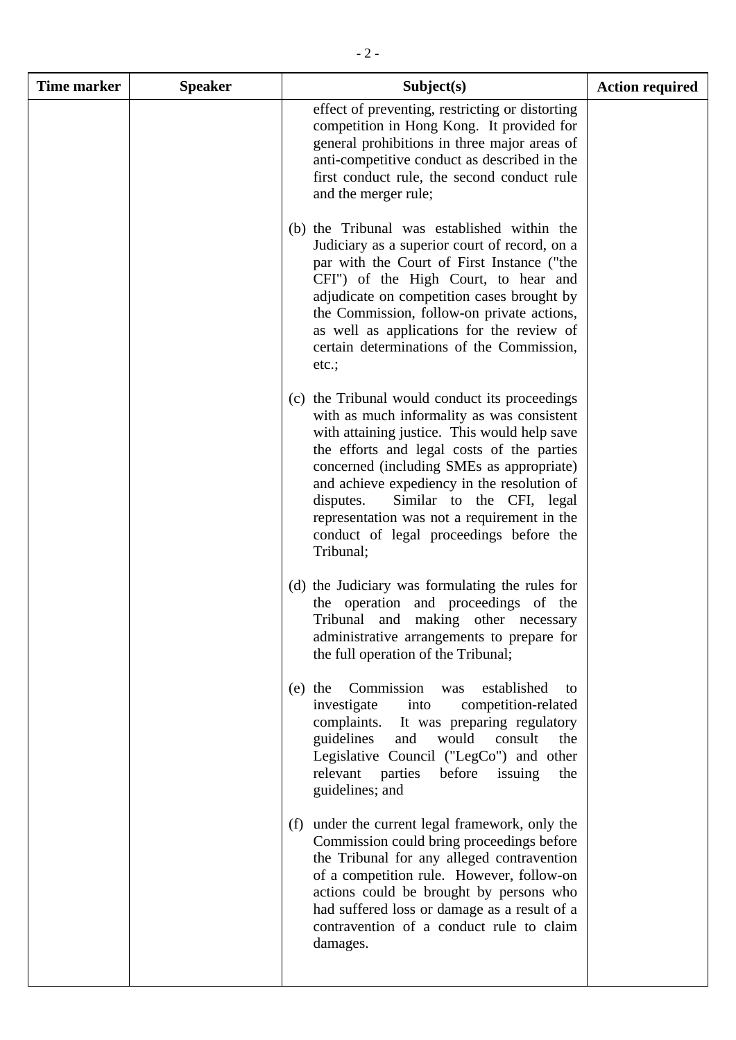| Time marker | Speaker | Subject(s) | Action required |
|---|---|---|---|
| | | effect of preventing, restricting or distorting competition in Hong Kong. It provided for general prohibitions in three major areas of anti-competitive conduct as described in the first conduct rule, the second conduct rule and the merger rule;<br><br>(b) the Tribunal was established within the Judiciary as a superior court of record, on a par with the Court of First Instance ("the CFI") of the High Court, to hear and adjudicate on competition cases brought by the Commission, follow-on private actions, as well as applications for the review of certain determinations of the Commission, etc.;<br><br>(c) the Tribunal would conduct its proceedings with as much informality as was consistent with attaining justice. This would help save the efforts and legal costs of the parties concerned (including SMEs as appropriate) and achieve expediency in the resolution of disputes. Similar to the CFI, legal representation was not a requirement in the conduct of legal proceedings before the Tribunal;<br><br>(d) the Judiciary was formulating the rules for the operation and proceedings of the Tribunal and making other necessary administrative arrangements to prepare for the full operation of the Tribunal;<br><br>(e) the Commission was established to investigate into competition-related complaints. It was preparing regulatory guidelines and would consult the Legislative Council ("LegCo") and other relevant parties before issuing the guidelines; and<br><br>(f) under the current legal framework, only the Commission could bring proceedings before the Tribunal for any alleged contravention of a competition rule. However, follow-on actions could be brought by persons who had suffered loss or damage as a result of a contravention of a conduct rule to claim damages. | |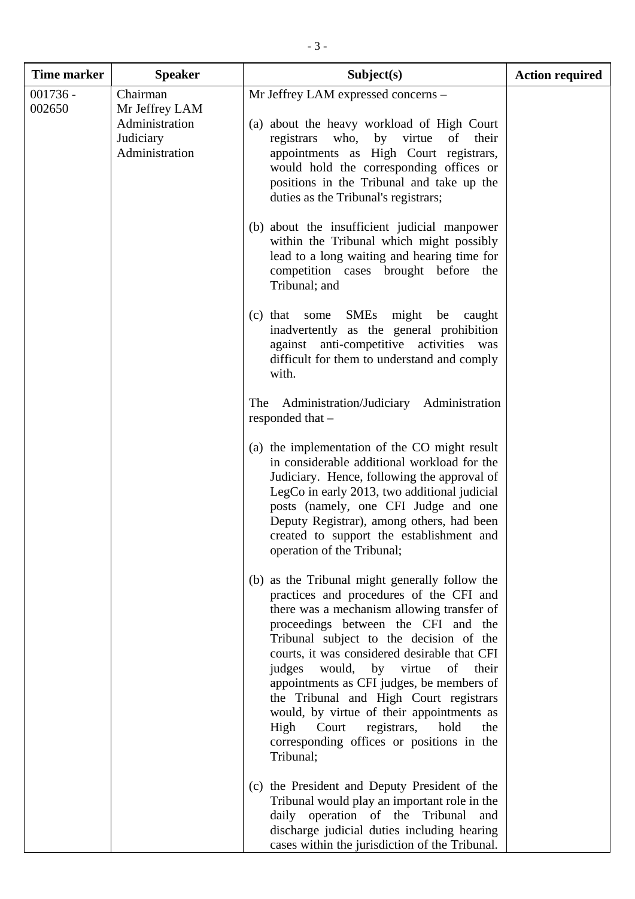| Time marker | Speaker | Subject(s) | Action required |
|---|---|---|---|
| 001736 - 002650 | Chairman<br>Mr Jeffrey LAM<br>Administration<br>Judiciary Administration | Mr Jeffrey LAM expressed concerns –<br><br>(a) about the heavy workload of High Court registrars who, by virtue of their appointments as High Court registrars, would hold the corresponding offices or positions in the Tribunal and take up the duties as the Tribunal's registrars;<br><br>(b) about the insufficient judicial manpower within the Tribunal which might possibly lead to a long waiting and hearing time for competition cases brought before the Tribunal; and<br><br>(c) that some SMEs might be caught inadvertently as the general prohibition against anti-competitive activities was difficult for them to understand and comply with.<br><br>The Administration/Judiciary Administration responded that –<br><br>(a) the implementation of the CO might result in considerable additional workload for the Judiciary. Hence, following the approval of LegCo in early 2013, two additional judicial posts (namely, one CFI Judge and one Deputy Registrar), among others, had been created to support the establishment and operation of the Tribunal;<br><br>(b) as the Tribunal might generally follow the practices and procedures of the CFI and there was a mechanism allowing transfer of proceedings between the CFI and the Tribunal subject to the decision of the courts, it was considered desirable that CFI judges would, by virtue of their appointments as CFI judges, be members of the Tribunal and High Court registrars would, by virtue of their appointments as High Court registrars, hold the corresponding offices or positions in the Tribunal;<br><br>(c) the President and Deputy President of the Tribunal would play an important role in the daily operation of the Tribunal and discharge judicial duties including hearing cases within the jurisdiction of the Tribunal. | |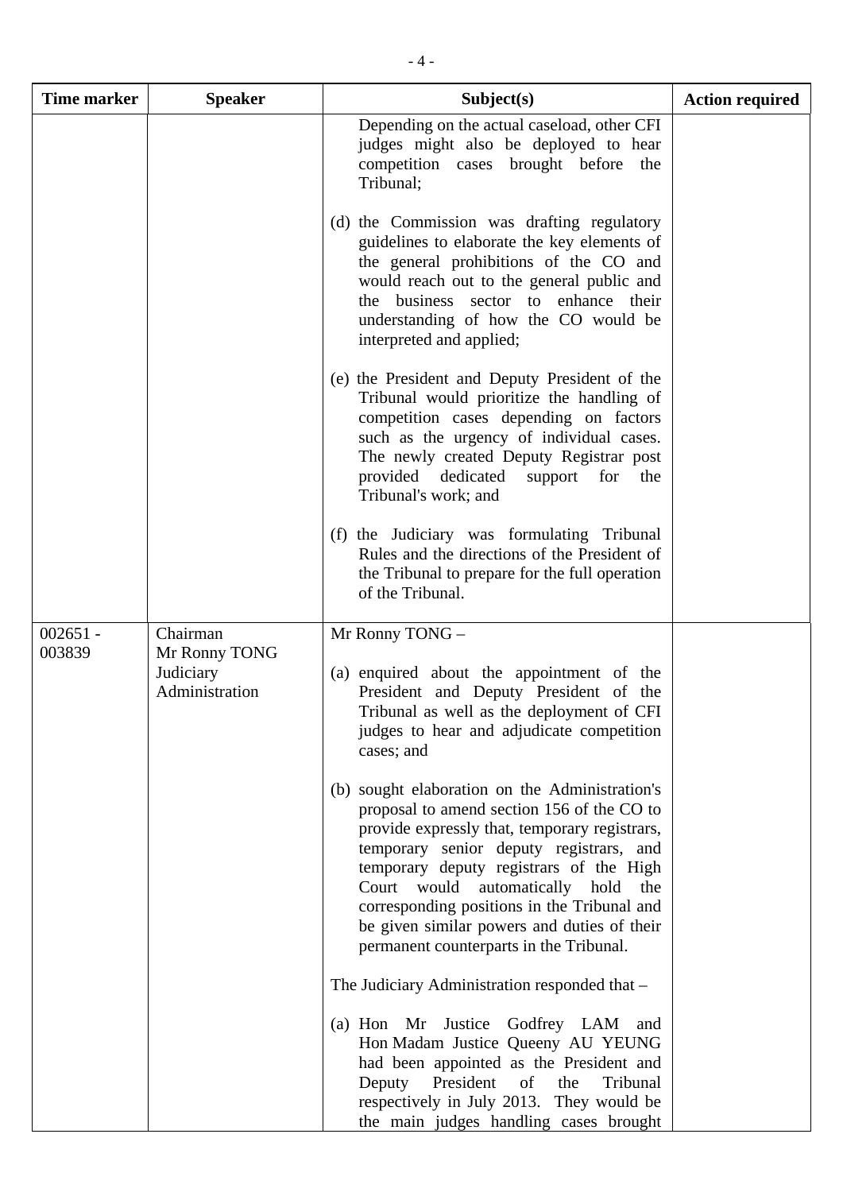| Time marker | Speaker | Subject(s) | Action required |
|---|---|---|---|
| | | Depending on the actual caseload, other CFI judges might also be deployed to hear competition cases brought before the Tribunal;<br><br>(d) the Commission was drafting regulatory guidelines to elaborate the key elements of the general prohibitions of the CO and would reach out to the general public and the business sector to enhance their understanding of how the CO would be interpreted and applied;<br><br>(e) the President and Deputy President of the Tribunal would prioritize the handling of competition cases depending on factors such as the urgency of individual cases. The newly created Deputy Registrar post provided dedicated support for the Tribunal's work; and<br><br>(f) the Judiciary was formulating Tribunal Rules and the directions of the President of the Tribunal to prepare for the full operation of the Tribunal. | |
| 002651 - 003839 | Chairman<br>Mr Ronny TONG<br>Judiciary Administration | Mr Ronny TONG –<br><br>(a) enquired about the appointment of the President and Deputy President of the Tribunal as well as the deployment of CFI judges to hear and adjudicate competition cases; and<br><br>(b) sought elaboration on the Administration's proposal to amend section 156 of the CO to provide expressly that, temporary registrars, temporary senior deputy registrars, and temporary deputy registrars of the High Court would automatically hold the corresponding positions in the Tribunal and be given similar powers and duties of their permanent counterparts in the Tribunal.<br><br>The Judiciary Administration responded that –<br><br>(a) Hon Mr Justice Godfrey LAM and Hon Madam Justice Queeny AU YEUNG had been appointed as the President and Deputy President of the Tribunal respectively in July 2013. They would be the main judges handling cases brought | |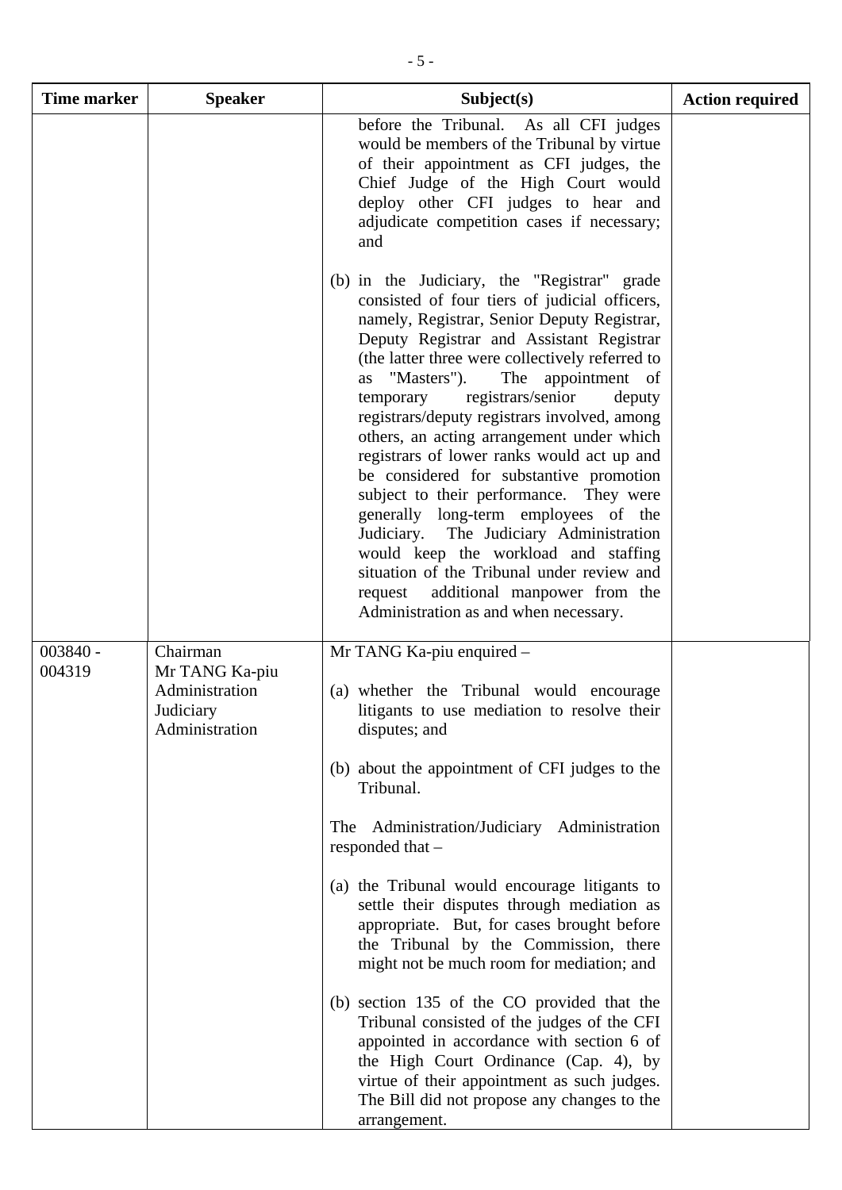| Time marker | Speaker | Subject(s) | Action required |
|---|---|---|---|
| | | before the Tribunal. As all CFI judges would be members of the Tribunal by virtue of their appointment as CFI judges, the Chief Judge of the High Court would deploy other CFI judges to hear and adjudicate competition cases if necessary; and<br><br>(b) in the Judiciary, the "Registrar" grade consisted of four tiers of judicial officers, namely, Registrar, Senior Deputy Registrar, Deputy Registrar and Assistant Registrar (the latter three were collectively referred to as "Masters"). The appointment of temporary registrars/senior deputy registrars/deputy registrars involved, among others, an acting arrangement under which registrars of lower ranks would act up and be considered for substantive promotion subject to their performance. They were generally long-term employees of the Judiciary. The Judiciary Administration would keep the workload and staffing situation of the Tribunal under review and request additional manpower from the Administration as and when necessary. | |
| 003840 - 004319 | Chairman<br>Mr TANG Ka-piu<br>Administration<br>Judiciary Administration | Mr TANG Ka-piu enquired –<br><br>(a) whether the Tribunal would encourage litigants to use mediation to resolve their disputes; and<br><br>(b) about the appointment of CFI judges to the Tribunal.<br><br>The Administration/Judiciary Administration responded that –<br><br>(a) the Tribunal would encourage litigants to settle their disputes through mediation as appropriate. But, for cases brought before the Tribunal by the Commission, there might not be much room for mediation; and<br><br>(b) section 135 of the CO provided that the Tribunal consisted of the judges of the CFI appointed in accordance with section 6 of the High Court Ordinance (Cap. 4), by virtue of their appointment as such judges. The Bill did not propose any changes to the arrangement. | |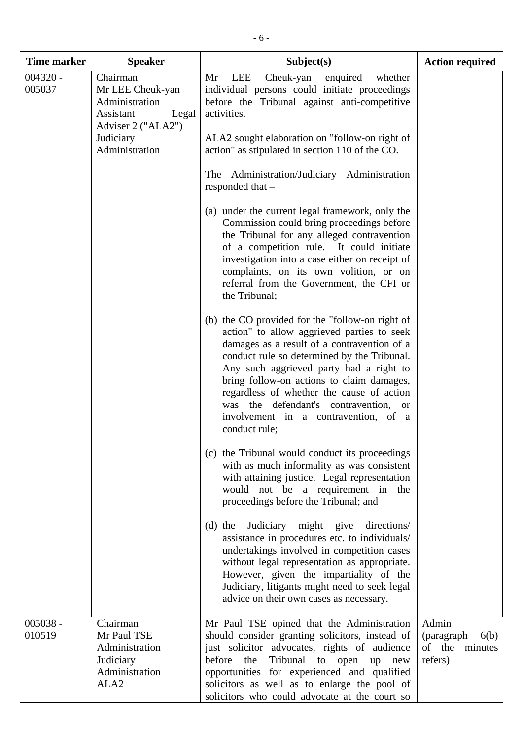| Time marker | Speaker | Subject(s) | Action required |
|---|---|---|---|
| 004320 - 005037 | Chairman<br>Mr LEE Cheuk-yan<br>Administration<br>Assistant Legal Adviser 2 ("ALA2")<br>Judiciary Administration | Mr LEE Cheuk-yan enquired whether individual persons could initiate proceedings before the Tribunal against anti-competitive activities.<br><br>ALA2 sought elaboration on "follow-on right of action" as stipulated in section 110 of the CO.<br><br>The Administration/Judiciary Administration responded that –<br><br>(a) under the current legal framework, only the Commission could bring proceedings before the Tribunal for any alleged contravention of a competition rule. It could initiate investigation into a case either on receipt of complaints, on its own volition, or on referral from the Government, the CFI or the Tribunal;<br><br>(b) the CO provided for the "follow-on right of action" to allow aggrieved parties to seek damages as a result of a contravention of a conduct rule so determined by the Tribunal. Any such aggrieved party had a right to bring follow-on actions to claim damages, regardless of whether the cause of action was the defendant's contravention, or involvement in a contravention, of a conduct rule;<br><br>(c) the Tribunal would conduct its proceedings with as much informality as was consistent with attaining justice. Legal representation would not be a requirement in the proceedings before the Tribunal; and<br><br>(d) the Judiciary might give directions/ assistance in procedures etc. to individuals/ undertakings involved in competition cases without legal representation as appropriate. However, given the impartiality of the Judiciary, litigants might need to seek legal advice on their own cases as necessary. | |
| 005038 - 010519 | Chairman<br>Mr Paul TSE<br>Administration<br>Judiciary Administration<br>ALA2 | Mr Paul TSE opined that the Administration should consider granting solicitors, instead of just solicitor advocates, rights of audience before the Tribunal to open up new opportunities for experienced and qualified solicitors as well as to enlarge the pool of solicitors who could advocate at the court so | Admin (paragraph 6(b) of the minutes refers) |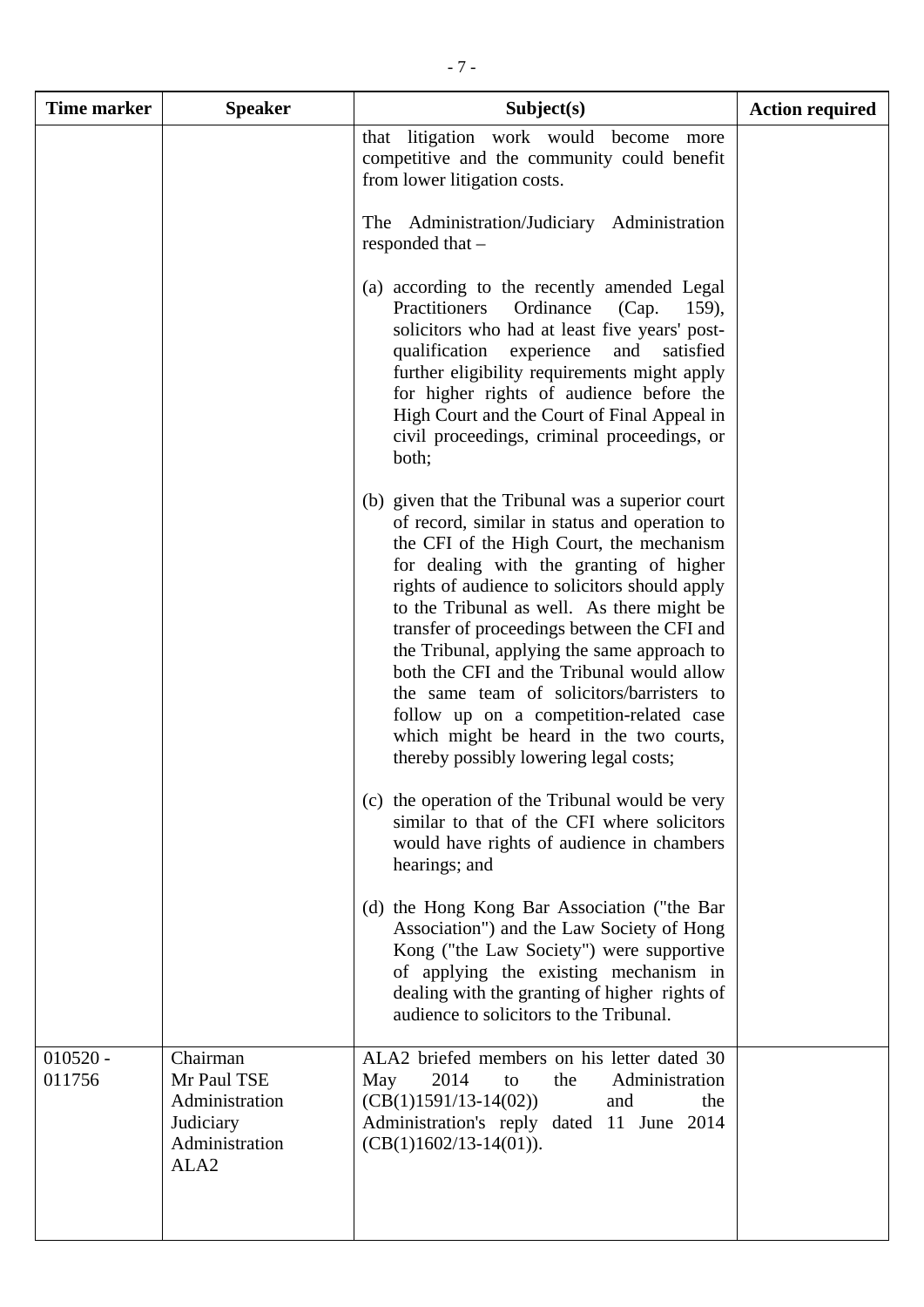| Time marker | Speaker | Subject(s) | Action required |
|---|---|---|---|
| | | that litigation work would become more competitive and the community could benefit from lower litigation costs.<br><br>The Administration/Judiciary Administration responded that –<br><br>(a) according to the recently amended Legal Practitioners Ordinance (Cap. 159), solicitors who had at least five years' post-qualification experience and satisfied further eligibility requirements might apply for higher rights of audience before the High Court and the Court of Final Appeal in civil proceedings, criminal proceedings, or both;<br><br>(b) given that the Tribunal was a superior court of record, similar in status and operation to the CFI of the High Court, the mechanism for dealing with the granting of higher rights of audience to solicitors should apply to the Tribunal as well. As there might be transfer of proceedings between the CFI and the Tribunal, applying the same approach to both the CFI and the Tribunal would allow the same team of solicitors/barristers to follow up on a competition-related case which might be heard in the two courts, thereby possibly lowering legal costs;<br><br>(c) the operation of the Tribunal would be very similar to that of the CFI where solicitors would have rights of audience in chambers hearings; and<br><br>(d) the Hong Kong Bar Association ("the Bar Association") and the Law Society of Hong Kong ("the Law Society") were supportive of applying the existing mechanism in dealing with the granting of higher rights of audience to solicitors to the Tribunal. | |
| 010520 - 011756 | Chairman<br>Mr Paul TSE<br>Administration<br>Judiciary Administration<br>ALA2 | ALA2 briefed members on his letter dated 30 May 2014 to the Administration (CB(1)1591/13-14(02)) and the Administration's reply dated 11 June 2014 (CB(1)1602/13-14(01)). | |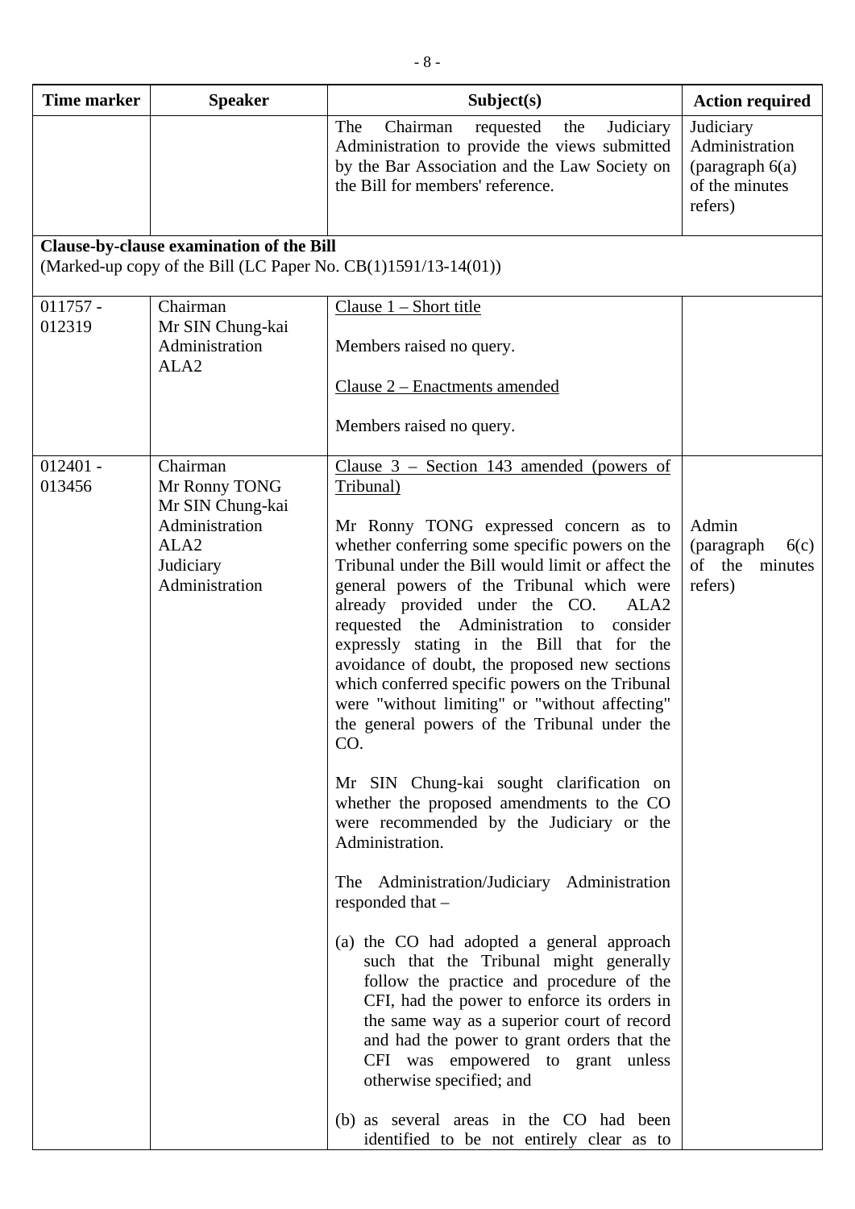| Time marker | Speaker | Subject(s) | Action required |
|---|---|---|---|
| | | The Chairman requested the Judiciary Administration to provide the views submitted by the Bar Association and the Law Society on the Bill for members' reference. | Judiciary Administration (paragraph 6(a) of the minutes refers) |
| **Clause-by-clause examination of the Bill** (Marked-up copy of the Bill (LC Paper No. CB(1)1591/13-14(01)) | | | |
| 011757 - 012319 | Chairman<br>Mr SIN Chung-kai<br>Administration<br>ALA2 | <u>Clause 1 – Short title</u><br><br>Members raised no query.<br><br><u>Clause 2 – Enactments amended</u><br><br>Members raised no query. | |
| 012401 - 013456 | Chairman<br>Mr Ronny TONG<br>Mr SIN Chung-kai<br>Administration<br>ALA2<br>Judiciary Administration | <u>Clause 3 – Section 143 amended (powers of Tribunal)</u><br><br>Mr Ronny TONG expressed concern as to whether conferring some specific powers on the Tribunal under the Bill would limit or affect the general powers of the Tribunal which were already provided under the CO. ALA2 requested the Administration to consider expressly stating in the Bill that for the avoidance of doubt, the proposed new sections which conferred specific powers on the Tribunal were "without limiting" or "without affecting" the general powers of the Tribunal under the CO.<br><br>Mr SIN Chung-kai sought clarification on whether the proposed amendments to the CO were recommended by the Judiciary or the Administration.<br><br>The Administration/Judiciary Administration responded that –<br><br>(a) the CO had adopted a general approach such that the Tribunal might generally follow the practice and procedure of the CFI, had the power to enforce its orders in the same way as a superior court of record and had the power to grant orders that the CFI was empowered to grant unless otherwise specified; and<br><br>(b) as several areas in the CO had been identified to be not entirely clear as to | Admin (paragraph 6(c) of the minutes refers) |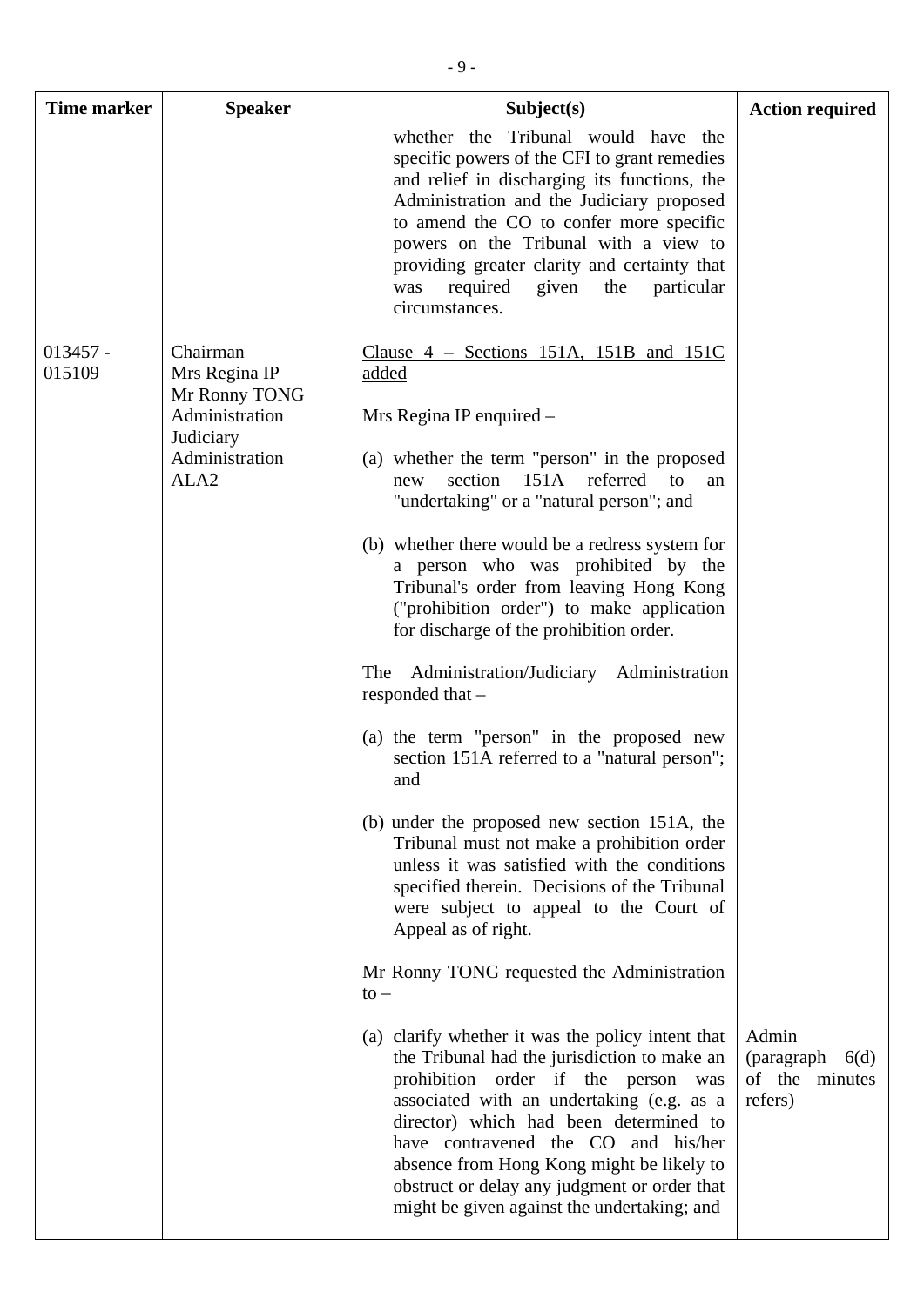| Time marker | Speaker | Subject(s) | Action required |
|---|---|---|---|
| | | whether the Tribunal would have the specific powers of the CFI to grant remedies and relief in discharging its functions, the Administration and the Judiciary proposed to amend the CO to confer more specific powers on the Tribunal with a view to providing greater clarity and certainty that was required given the particular circumstances. | |
| 013457 - 015109 | Chairman<br>Mrs Regina IP<br>Mr Ronny TONG<br>Administration<br>Judiciary Administration<br>ALA2 | <u>Clause 4 – Sections 151A, 151B and 151C added</u><br><br>Mrs Regina IP enquired –<br><br>(a) whether the term "person" in the proposed new section 151A referred to an "undertaking" or a "natural person"; and<br><br>(b) whether there would be a redress system for a person who was prohibited by the Tribunal's order from leaving Hong Kong ("prohibition order") to make application for discharge of the prohibition order.<br><br>The Administration/Judiciary Administration responded that –<br><br>(a) the term "person" in the proposed new section 151A referred to a "natural person"; and<br><br>(b) under the proposed new section 151A, the Tribunal must not make a prohibition order unless it was satisfied with the conditions specified therein. Decisions of the Tribunal were subject to appeal to the Court of Appeal as of right.<br><br>Mr Ronny TONG requested the Administration to –<br><br>(a) clarify whether it was the policy intent that the Tribunal had the jurisdiction to make an prohibition order if the person was associated with an undertaking (e.g. as a director) which had been determined to have contravened the CO and his/her absence from Hong Kong might be likely to obstruct or delay any judgment or order that might be given against the undertaking; and | <br><br><br><br><br><br><br><br><br><br><br><br><br><br><br><br><br><br><br><br><br><br><br><br><br><br><br>Admin (paragraph 6(d) of the minutes refers) |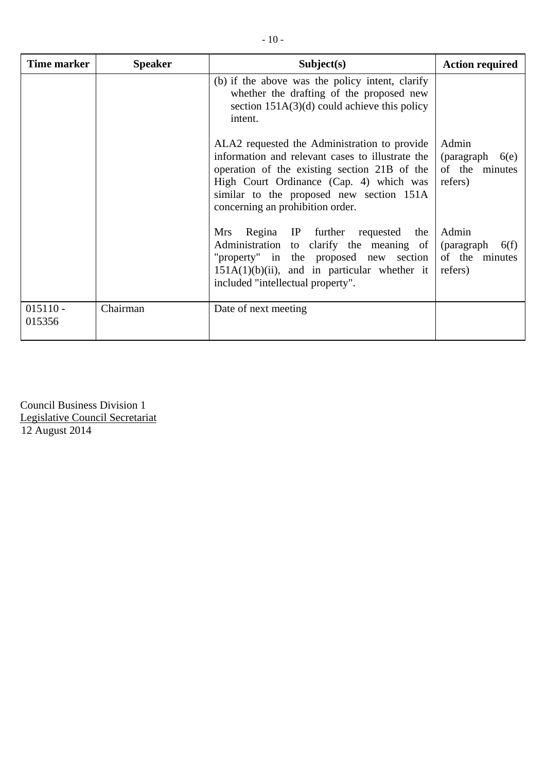| Time marker | Speaker | Subject(s) | Action required |
|---|---|---|---|
| | | (b) if the above was the policy intent, clarify whether the drafting of the proposed new section 151A(3)(d) could achieve this policy intent.<br><br>ALA2 requested the Administration to provide information and relevant cases to illustrate the operation of the existing section 21B of the High Court Ordinance (Cap. 4) which was similar to the proposed new section 151A concerning an prohibition order.<br><br>Mrs Regina IP further requested the Administration to clarify the meaning of "property" in the proposed new section 151A(1)(b)(ii), and in particular whether it included "intellectual property". | <br><br><br><br>Admin (paragraph 6(e) of the minutes refers)<br><br><br><br>Admin (paragraph 6(f) of the minutes refers) |
| 015110 - 015356 | Chairman | Date of next meeting | |

Council Business Division 1
Legislative Council Secretariat
12 August 2014